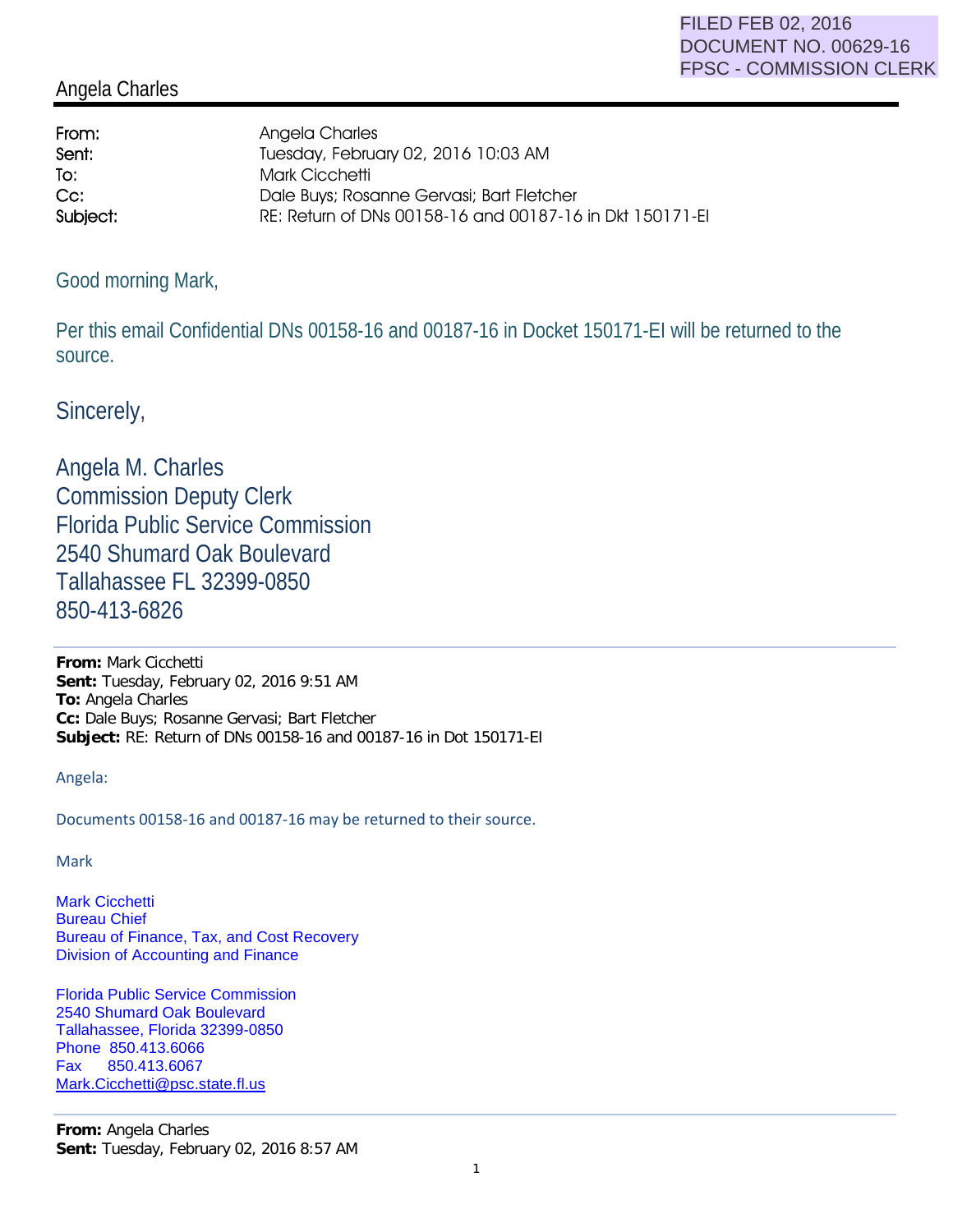FILED FEB 02, 2016
DOCUMENT NO. 00629-16
FPSC - COMMISSION CLERK

## Angela Charles

| | |
|---|---|
| **From:** | Angela Charles |
| **Sent:** | Tuesday, February 02, 2016 10:03 AM |
| **To:** | Mark Cicchetti |
| **Cc:** | Dale Buys; Rosanne Gervasi; Bart Fletcher |
| **Subject:** | RE: Return of DNs 00158-16 and 00187-16 in Dkt 150171-EI |

Good morning Mark,

Per this email Confidential DNs 00158-16 and 00187-16 in Docket 150171-EI will be returned to the source.

Sincerely,

Angela M. Charles
Commission Deputy Clerk
Florida Public Service Commission
2540 Shumard Oak Boulevard
Tallahassee FL 32399-0850
850-413-6826

---

**From:** Mark Cicchetti
**Sent:** Tuesday, February 02, 2016 9:51 AM
**To:** Angela Charles
**Cc:** Dale Buys; Rosanne Gervasi; Bart Fletcher
**Subject:** RE: Return of DNs 00158-16 and 00187-16 in Dot 150171-EI

Angela:

Documents 00158-16 and 00187-16 may be returned to their source.

Mark

Mark Cicchetti
Bureau Chief
Bureau of Finance, Tax, and Cost Recovery
Division of Accounting and Finance

Florida Public Service Commission
2540 Shumard Oak Boulevard
Tallahassee, Florida 32399-0850
Phone 850.413.6066
Fax 850.413.6067
Mark.Cicchetti@psc.state.fl.us

---

**From:** Angela Charles
**Sent:** Tuesday, February 02, 2016 8:57 AM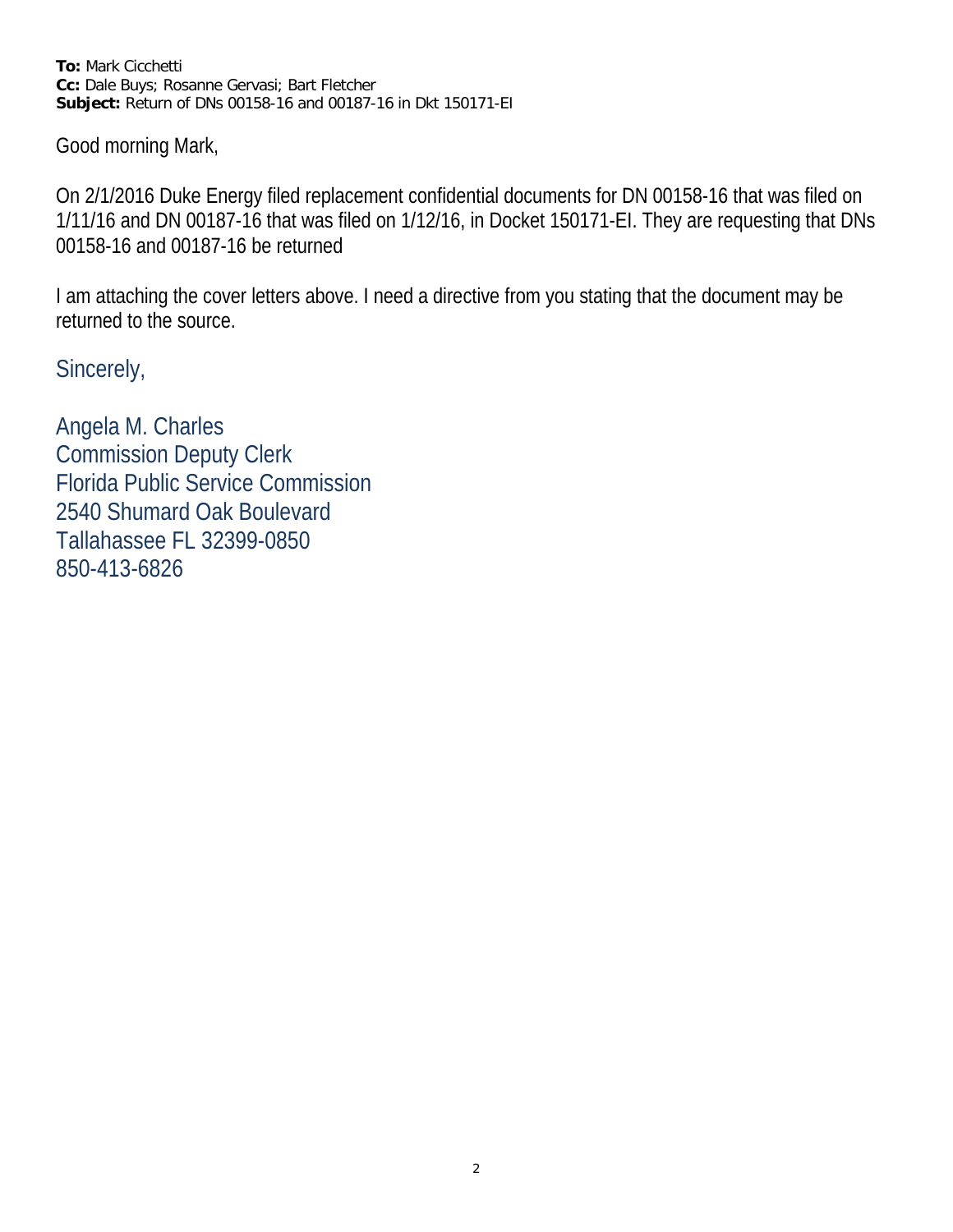**To:** Mark Cicchetti
**Cc:** Dale Buys; Rosanne Gervasi; Bart Fletcher
**Subject:** Return of DNs 00158-16 and 00187-16 in Dkt 150171-EI

Good morning Mark,

On 2/1/2016 Duke Energy filed replacement confidential documents for DN 00158-16 that was filed on 1/11/16 and DN 00187-16 that was filed on 1/12/16, in Docket 150171-EI. They are requesting that DNs 00158-16 and 00187-16 be returned

I am attaching the cover letters above. I need a directive from you stating that the document may be returned to the source.

Sincerely,

Angela M. Charles
Commission Deputy Clerk
Florida Public Service Commission
2540 Shumard Oak Boulevard
Tallahassee FL 32399-0850
850-413-6826